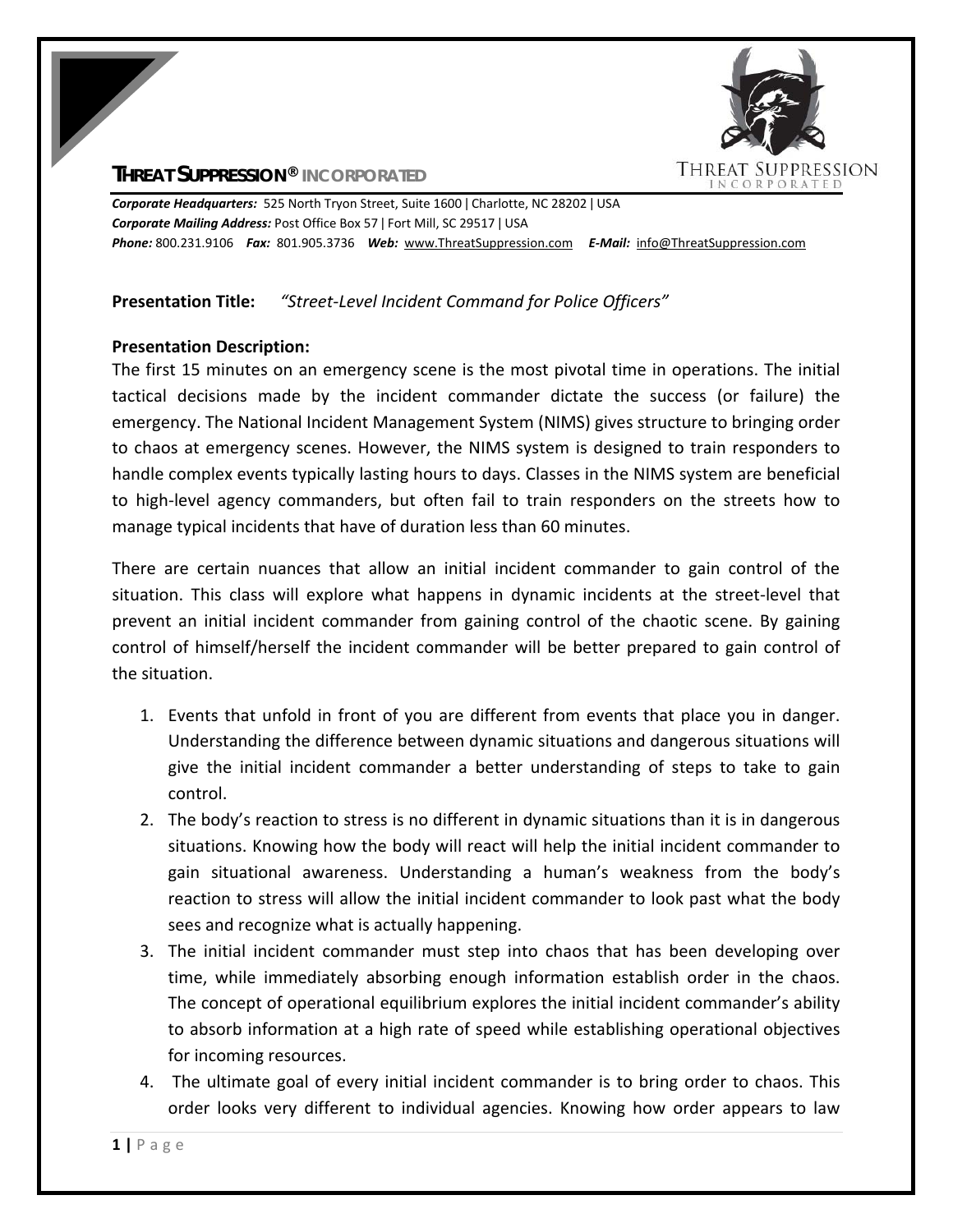**THREAT SUPPRESSION® INCORPORATED**

***Corporate Headquarters:*** 525 North Tryon Street, Suite 1600 | Charlotte, NC 28202 | USA
***Corporate Mailing Address:*** Post Office Box 57 | Fort Mill, SC 29517 | USA
***Phone:*** 800.231.9106 ***Fax:*** 801.905.3736 ***Web:*** www.ThreatSuppression.com ***E-Mail:*** info@ThreatSuppression.com

**Presentation Title:** *"Street-Level Incident Command for Police Officers"*

**Presentation Description:**
The first 15 minutes on an emergency scene is the most pivotal time in operations. The initial tactical decisions made by the incident commander dictate the success (or failure) the emergency. The National Incident Management System (NIMS) gives structure to bringing order to chaos at emergency scenes. However, the NIMS system is designed to train responders to handle complex events typically lasting hours to days. Classes in the NIMS system are beneficial to high-level agency commanders, but often fail to train responders on the streets how to manage typical incidents that have of duration less than 60 minutes.

There are certain nuances that allow an initial incident commander to gain control of the situation. This class will explore what happens in dynamic incidents at the street-level that prevent an initial incident commander from gaining control of the chaotic scene. By gaining control of himself/herself the incident commander will be better prepared to gain control of the situation.

1. Events that unfold in front of you are different from events that place you in danger. Understanding the difference between dynamic situations and dangerous situations will give the initial incident commander a better understanding of steps to take to gain control.
2. The body's reaction to stress is no different in dynamic situations than it is in dangerous situations. Knowing how the body will react will help the initial incident commander to gain situational awareness. Understanding a human's weakness from the body's reaction to stress will allow the initial incident commander to look past what the body sees and recognize what is actually happening.
3. The initial incident commander must step into chaos that has been developing over time, while immediately absorbing enough information establish order in the chaos. The concept of operational equilibrium explores the initial incident commander's ability to absorb information at a high rate of speed while establishing operational objectives for incoming resources.
4. The ultimate goal of every initial incident commander is to bring order to chaos. This order looks very different to individual agencies. Knowing how order appears to law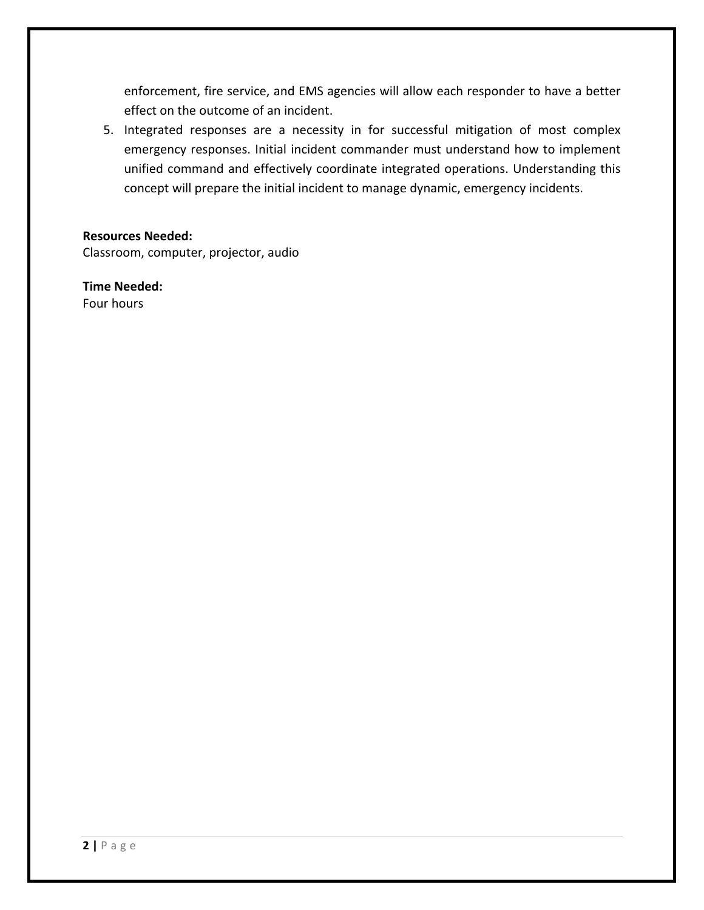enforcement, fire service, and EMS agencies will allow each responder to have a better effect on the outcome of an incident.

5. Integrated responses are a necessity in for successful mitigation of most complex emergency responses. Initial incident commander must understand how to implement unified command and effectively coordinate integrated operations. Understanding this concept will prepare the initial incident to manage dynamic, emergency incidents.

**Resources Needed:**
Classroom, computer, projector, audio

**Time Needed:**
Four hours